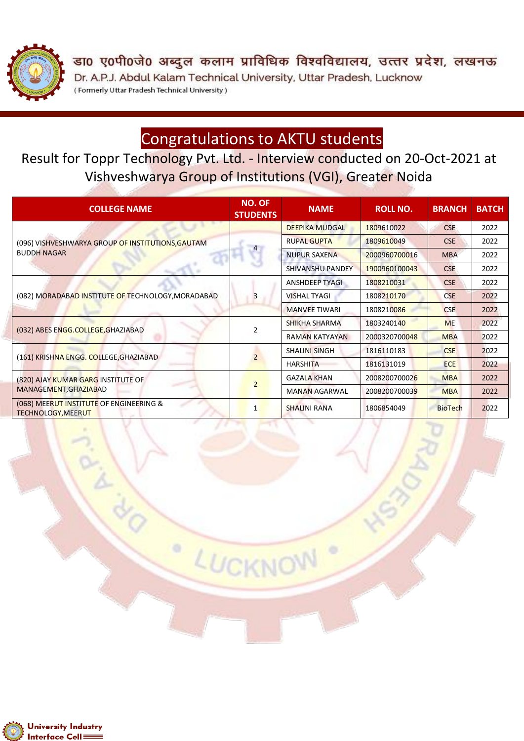डा० ए०पी०जे० अब्दुल कलाम प्राविधिक विश्वविद्यालय, उत्तर प्रदेश, लखनऊ

Dr. A.P.J. Abdul Kalam Technical University, Uttar Pradesh, Lucknow

( Formerly Uttar Pradesh Technical University )

# Congratulations to AKTU students

## Result for Toppr Technology Pvt. Ltd. - Interview conducted on 20-Oct-2021 at Vishveshwarya Group of Institutions (VGI), Greater Noida

| COLLEGE NAME | NO. OF STUDENTS | NAME | ROLL NO. | BRANCH | BATCH |
|---|---|---|---|---|---|
| (096) VISHVESHWARYA GROUP OF INSTITUTIONS,GAUTAM BUDDH NAGAR | 4 | DEEPIKA MUDGAL | 1809610022 | CSE | 2022 |
| | | RUPAL GUPTA | 1809610049 | CSE | 2022 |
| | | NUPUR SAXENA | 2000960700016 | MBA | 2022 |
| | | SHIVANSHU PANDEY | 1900960100043 | CSE | 2022 |
| (082) MORADABAD INSTITUTE OF TECHNOLOGY,MORADABAD | 3 | ANSHDEEP TYAGI | 1808210031 | CSE | 2022 |
| | | VISHAL TYAGI | 1808210170 | CSE | 2022 |
| | | MANVEE TIWARI | 1808210086 | CSE | 2022 |
| (032) ABES ENGG.COLLEGE,GHAZIABAD | 2 | SHIKHA SHARMA | 1803240140 | ME | 2022 |
| | | RAMAN KATYAYAN | 2000320700048 | MBA | 2022 |
| (161) KRISHNA ENGG. COLLEGE,GHAZIABAD | 2 | SHALINI SINGH | 1816110183 | CSE | 2022 |
| | | HARSHITA | 1816131019 | ECE | 2022 |
| (820) AJAY KUMAR GARG INSTITUTE OF MANAGEMENT,GHAZIABAD | 2 | GAZALA KHAN | 2008200700026 | MBA | 2022 |
| | | MANAN AGARWAL | 2008200700039 | MBA | 2022 |
| (068) MEERUT INSTITUTE OF ENGINEERING & TECHNOLOGY,MEERUT | 1 | SHALINI RANA | 1806854049 | BioTech | 2022 |

University Industry Interface Cell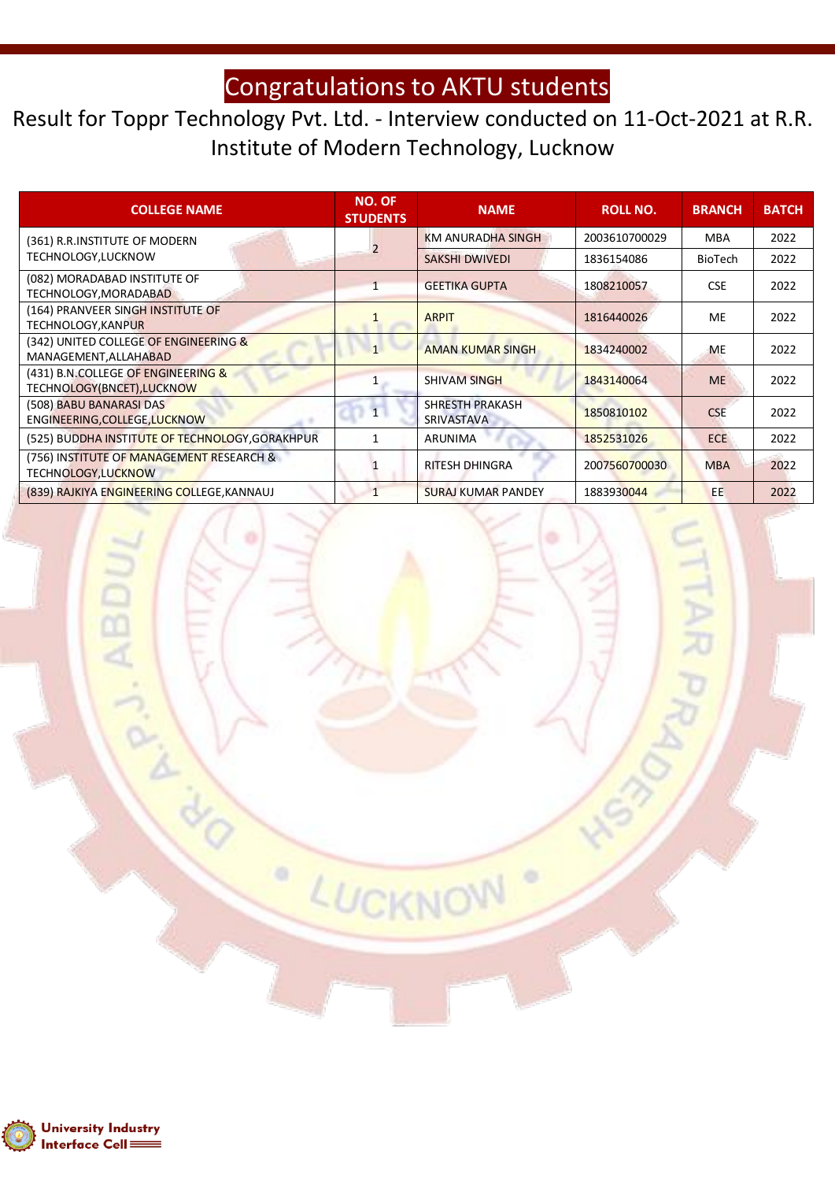# Congratulations to AKTU students

## Result for Toppr Technology Pvt. Ltd. - Interview conducted on 11-Oct-2021 at R.R. Institute of Modern Technology, Lucknow

| COLLEGE NAME | NO. OF STUDENTS | NAME | ROLL NO. | BRANCH | BATCH |
|---|---|---|---|---|---|
| (361) R.R.INSTITUTE OF MODERN TECHNOLOGY,LUCKNOW | 2 | KM ANURADHA SINGH | 2003610700029 | MBA | 2022 |
| | | SAKSHI DWIVEDI | 1836154086 | BioTech | 2022 |
| (082) MORADABAD INSTITUTE OF TECHNOLOGY,MORADABAD | 1 | GEETIKA GUPTA | 1808210057 | CSE | 2022 |
| (164) PRANVEER SINGH INSTITUTE OF TECHNOLOGY,KANPUR | 1 | ARPIT | 1816440026 | ME | 2022 |
| (342) UNITED COLLEGE OF ENGINEERING & MANAGEMENT,ALLAHABAD | 1 | AMAN KUMAR SINGH | 1834240002 | ME | 2022 |
| (431) B.N.COLLEGE OF ENGINEERING & TECHNOLOGY(BNCET),LUCKNOW | 1 | SHIVAM SINGH | 1843140064 | ME | 2022 |
| (508) BABU BANARASI DAS ENGINEERING,COLLEGE,LUCKNOW | 1 | SHRESTH PRAKASH SRIVASTAVA | 1850810102 | CSE | 2022 |
| (525) BUDDHA INSTITUTE OF TECHNOLOGY,GORAKHPUR | 1 | ARUNIMA | 1852531026 | ECE | 2022 |
| (756) INSTITUTE OF MANAGEMENT RESEARCH & TECHNOLOGY,LUCKNOW | 1 | RITESH DHINGRA | 2007560700030 | MBA | 2022 |
| (839) RAJKIYA ENGINEERING COLLEGE,KANNAUJ | 1 | SURAJ KUMAR PANDEY | 1883930044 | EE | 2022 |

University Industry Interface Cell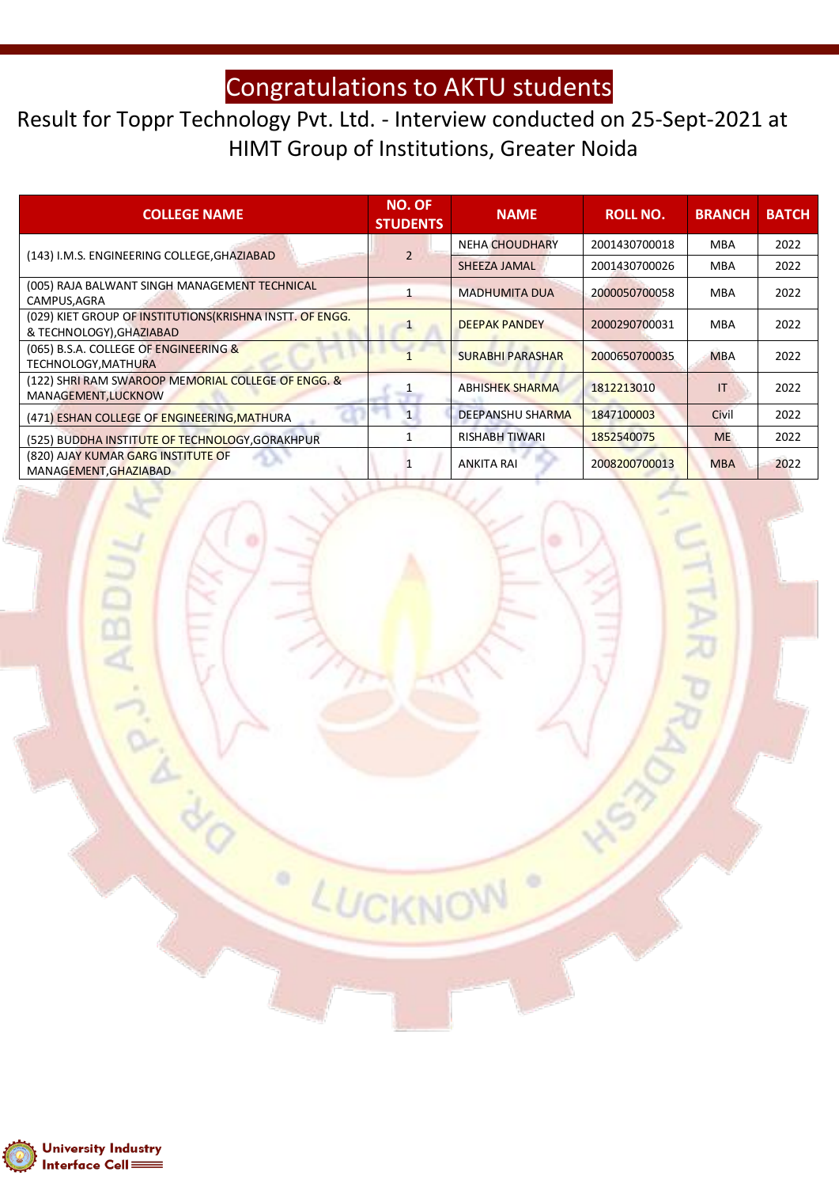# Congratulations to AKTU students

Result for Toppr Technology Pvt. Ltd. - Interview conducted on 25-Sept-2021 at HIMT Group of Institutions, Greater Noida

| COLLEGE NAME | NO. OF STUDENTS | NAME | ROLL NO. | BRANCH | BATCH |
|---|---|---|---|---|---|
| (143) I.M.S. ENGINEERING COLLEGE,GHAZIABAD | 2 | NEHA CHOUDHARY | 2001430700018 | MBA | 2022 |
| | | SHEEZA JAMAL | 2001430700026 | MBA | 2022 |
| (005) RAJA BALWANT SINGH MANAGEMENT TECHNICAL CAMPUS,AGRA | 1 | MADHUMITA DUA | 2000050700058 | MBA | 2022 |
| (029) KIET GROUP OF INSTITUTIONS(KRISHNA INSTT. OF ENGG. & TECHNOLOGY),GHAZIABAD | 1 | DEEPAK PANDEY | 2000290700031 | MBA | 2022 |
| (065) B.S.A. COLLEGE OF ENGINEERING & TECHNOLOGY,MATHURA | 1 | SURABHI PARASHAR | 2000650700035 | MBA | 2022 |
| (122) SHRI RAM SWAROOP MEMORIAL COLLEGE OF ENGG. & MANAGEMENT,LUCKNOW | 1 | ABHISHEK SHARMA | 1812213010 | IT | 2022 |
| (471) ESHAN COLLEGE OF ENGINEERING,MATHURA | 1 | DEEPANSHU SHARMA | 1847100003 | Civil | 2022 |
| (525) BUDDHA INSTITUTE OF TECHNOLOGY,GORAKHPUR | 1 | RISHABH TIWARI | 1852540075 | ME | 2022 |
| (820) AJAY KUMAR GARG INSTITUTE OF MANAGEMENT,GHAZIABAD | 1 | ANKITA RAI | 2008200700013 | MBA | 2022 |